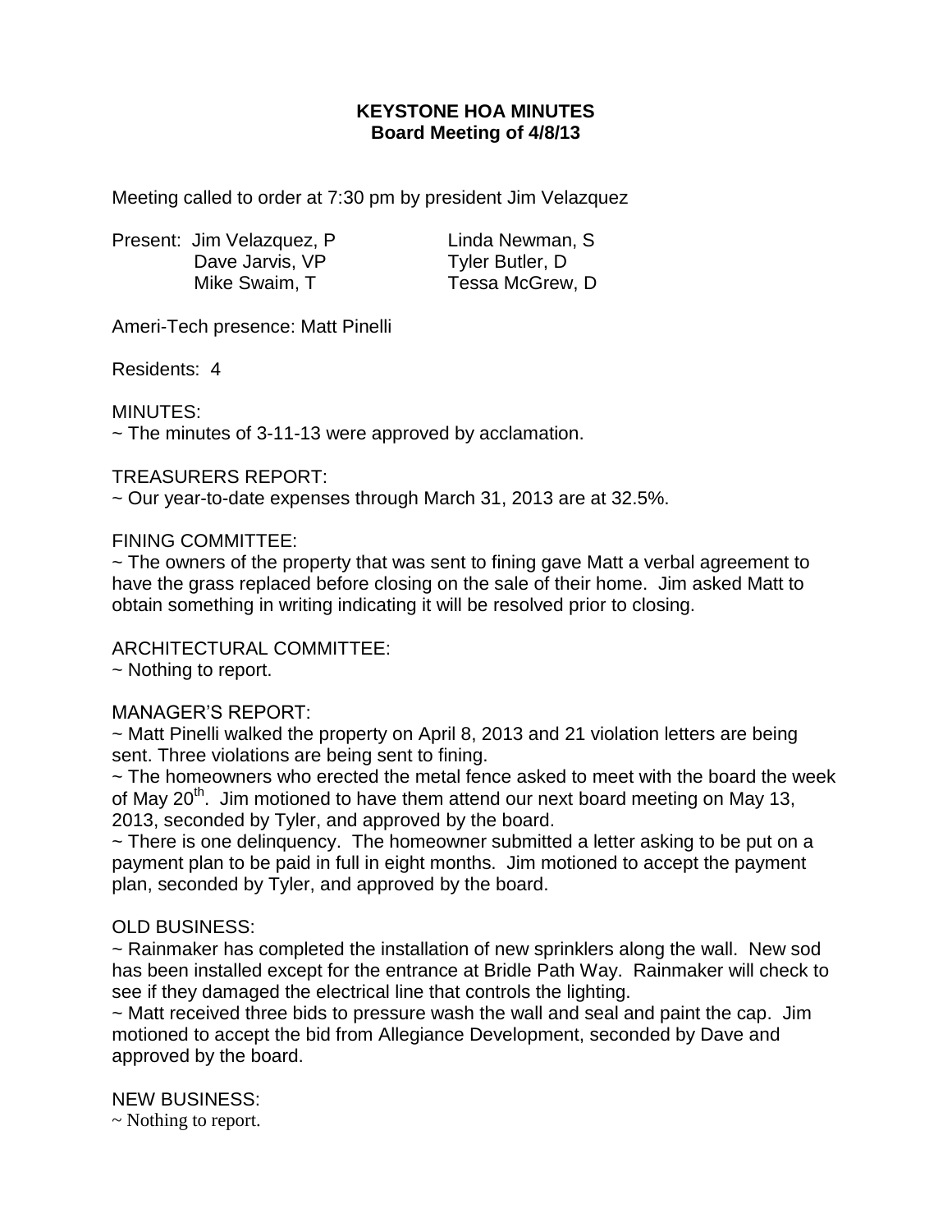# KEYSTONE HOA MINUTES
## Board Meeting of 4/8/13

Meeting called to order at 7:30 pm by president Jim Velazquez

| Present: | | |
|---|---|---|
| | Jim Velazquez, P | Linda Newman, S |
| | Dave Jarvis, VP | Tyler Butler, D |
| | Mike Swaim, T | Tessa McGrew, D |

Ameri-Tech presence: Matt Pinelli

Residents: 4

MINUTES:

~ The minutes of 3-11-13 were approved by acclamation.

TREASURERS REPORT:

~ Our year-to-date expenses through March 31, 2013 are at 32.5%.

FINING COMMITTEE:

~ The owners of the property that was sent to fining gave Matt a verbal agreement to have the grass replaced before closing on the sale of their home. Jim asked Matt to obtain something in writing indicating it will be resolved prior to closing.

ARCHITECTURAL COMMITTEE:

~ Nothing to report.

MANAGER'S REPORT:

~ Matt Pinelli walked the property on April 8, 2013 and 21 violation letters are being sent. Three violations are being sent to fining.

~ The homeowners who erected the metal fence asked to meet with the board the week of May 20th. Jim motioned to have them attend our next board meeting on May 13, 2013, seconded by Tyler, and approved by the board.

~ There is one delinquency. The homeowner submitted a letter asking to be put on a payment plan to be paid in full in eight months. Jim motioned to accept the payment plan, seconded by Tyler, and approved by the board.

OLD BUSINESS:

~ Rainmaker has completed the installation of new sprinklers along the wall. New sod has been installed except for the entrance at Bridle Path Way. Rainmaker will check to see if they damaged the electrical line that controls the lighting.

~ Matt received three bids to pressure wash the wall and seal and paint the cap. Jim motioned to accept the bid from Allegiance Development, seconded by Dave and approved by the board.

NEW BUSINESS:

~ Nothing to report.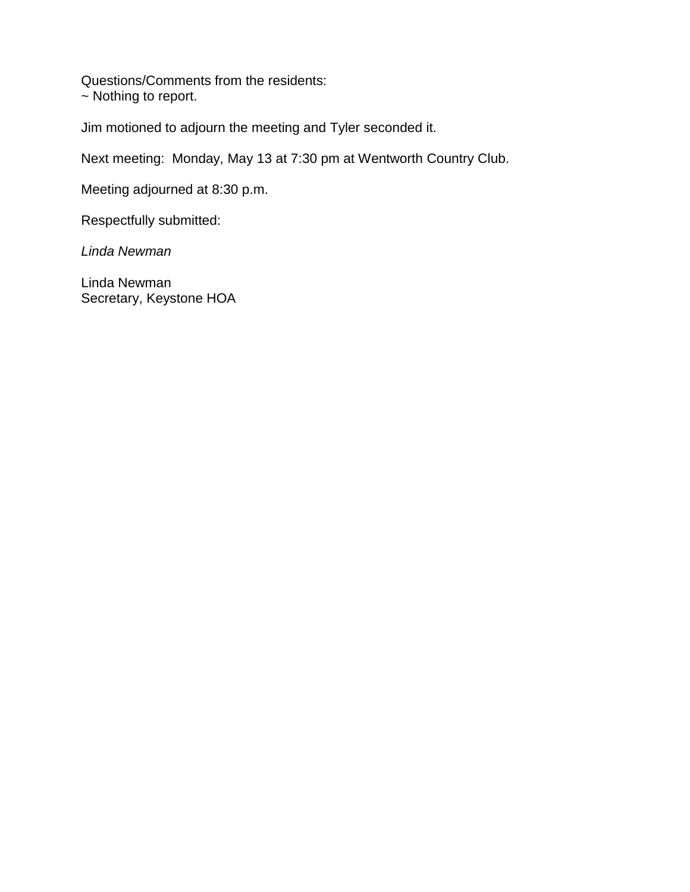Questions/Comments from the residents:
~ Nothing to report.

Jim motioned to adjourn the meeting and Tyler seconded it.

Next meeting: Monday, May 13 at 7:30 pm at Wentworth Country Club.

Meeting adjourned at 8:30 p.m.

Respectfully submitted:

*Linda Newman*

Linda Newman
Secretary, Keystone HOA